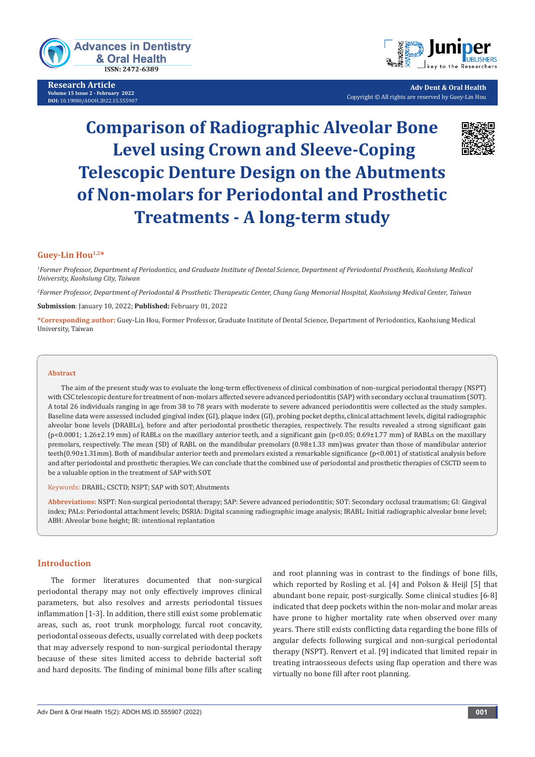Research Article
Volume 15 Issue 2 - February 2022
DOI: 10.19080/ADOH.2022.15.555907

Adv Dent & Oral Health
Copyright © All rights are reserved by Guey-Lin Hou

# Comparison of Radiographic Alveolar Bone Level using Crown and Sleeve-Coping Telescopic Denture Design on the Abutments of Non-molars for Periodontal and Prosthetic Treatments - A long-term study

**Guey-Lin Hou[1,2]***

[1]*Former Professor, Department of Periodontics, and Graduate Institute of Dental Science, Department of Periodontal Prosthesis, Kaohsiung Medical University, Kaohsiung City, Taiwan*

[2]*Former Professor, Department of Periodontal & Prosthetic Therapeutic Center, Chang Gung Memorial Hospital, Kaohsiung Medical Center, Taiwan*

**Submission**: January 10, 2022; **Published:** February 01, 2022

**\*Corresponding author:** Guey-Lin Hou, Former Professor, Graduate Institute of Dental Science, Department of Periodontics, Kaohsiung Medical University, Taiwan

## Abstract

The aim of the present study was to evaluate the long-term effectiveness of clinical combination of non-surgical periodontal therapy (NSPT) with CSC telescopic denture for treatment of non-molars affected severe advanced periodontitis (SAP) with secondary occlusal traumatism (SOT). A total 26 individuals ranging in age from 38 to 78 years with moderate to severe advanced periodontitis were collected as the study samples. Baseline data were assessed included gingival index (GI), plaque index (GI), probing pocket depths, clinical attachment levels, digital radiographic alveolar bone levels (DRABLs), before and after periodontal prosthetic therapies, respectively. The results revealed a strong significant gain ($p<0.0001$; 1.26±2.19 mm) of RABLs on the maxillary anterior teeth, and a significant gain ($p<0.05$; 0.69±1.77 mm) of RABLs on the maxillary premolars, respectively. The mean (SD) of RABL on the mandibular premolars (0.98±1.33 mm)was greater than those of mandibular anterior teeth(0.90±1.31mm). Both of mandibular anterior teeth and premolars existed a remarkable significance ($p<0.001$) of statistical analysis before and after periodontal and prosthetic therapies. We can conclude that the combined use of periodontal and prosthetic therapies of CSCTD seem to be a valuable option in the treatment of SAP with SOT.

Keywords: DRABL; CSCTD; NSPT; SAP with SOT; Abutments

**Abbreviations:** NSPT: Non-surgical periodontal therapy; SAP: Severe advanced periodontitis; SOT: Secondary occlusal traumatism; GI: Gingival index; PALs: Periodontal attachment levels; DSRIA: Digital scanning radiographic image analysis; IRABL: Initial radiographic alveolar bone level; ABH: Alveolar bone height; IR: intentional replantation

## Introduction

The former literatures documented that non-surgical periodontal therapy may not only effectively improves clinical parameters, but also resolves and arrests periodontal tissues inflammation [1-3]. In addition, there still exist some problematic areas, such as, root trunk morphology, furcal root concavity, periodontal osseous defects, usually correlated with deep pockets that may adversely respond to non-surgical periodontal therapy because of these sites limited access to debride bacterial soft and hard deposits. The finding of minimal bone fills after scaling and root planning was in contrast to the findings of bone fills, which reported by Rosling et al. [4] and Polson & Heijl [5] that abundant bone repair, post-surgically. Some clinical studies [6-8] indicated that deep pockets within the non-molar and molar areas have prone to higher mortality rate when observed over many years. There still exists conflicting data regarding the bone fills of angular defects following surgical and non-surgical periodontal therapy (NSPT). Renvert et al. [9] indicated that limited repair in treating intraosseous defects using flap operation and there was virtually no bone fill after root planning.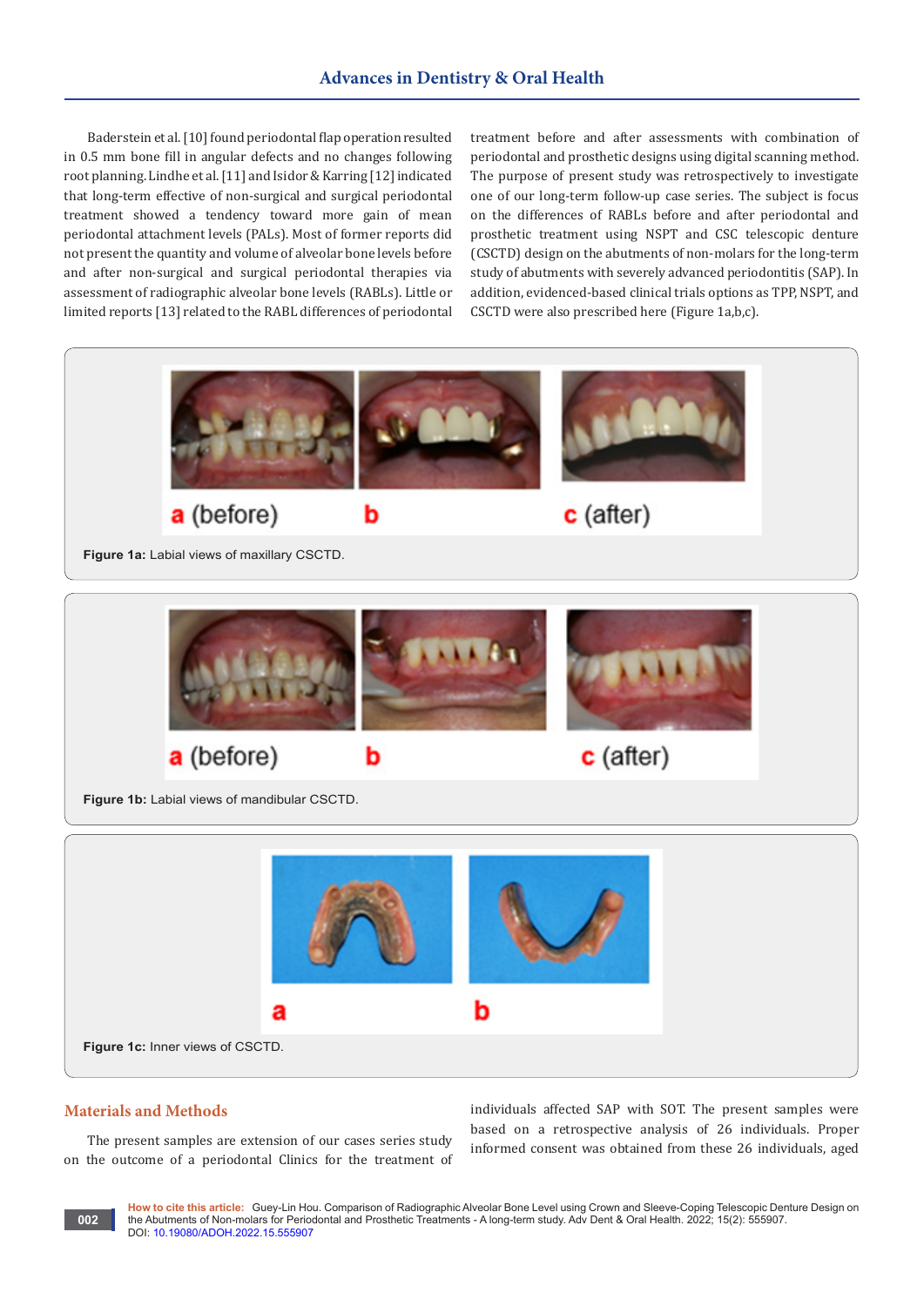Baderstein et al. [10] found periodontal flap operation resulted in 0.5 mm bone fill in angular defects and no changes following root planning. Lindhe et al. [11] and Isidor & Karring [12] indicated that long-term effective of non-surgical and surgical periodontal treatment showed a tendency toward more gain of mean periodontal attachment levels (PALs). Most of former reports did not present the quantity and volume of alveolar bone levels before and after non-surgical and surgical periodontal therapies via assessment of radiographic alveolar bone levels (RABLs). Little or limited reports [13] related to the RABL differences of periodontal treatment before and after assessments with combination of periodontal and prosthetic designs using digital scanning method. The purpose of present study was retrospectively to investigate one of our long-term follow-up case series. The subject is focus on the differences of RABLs before and after periodontal and prosthetic treatment using NSPT and CSC telescopic denture (CSCTD) design on the abutments of non-molars for the long-term study of abutments with severely advanced periodontitis (SAP). In addition, evidenced-based clinical trials options as TPP, NSPT, and CSCTD were also prescribed here (Figure 1a,b,c).

a (before) b c (after)

**Figure 1a:** Labial views of maxillary CSCTD.

a (before) b c (after)

**Figure 1b:** Labial views of mandibular CSCTD.

a b

**Figure 1c:** Inner views of CSCTD.

## Materials and Methods

The present samples are extension of our cases series study on the outcome of a periodontal Clinics for the treatment of individuals affected SAP with SOT. The present samples were based on a retrospective analysis of 26 individuals. Proper informed consent was obtained from these 26 individuals, aged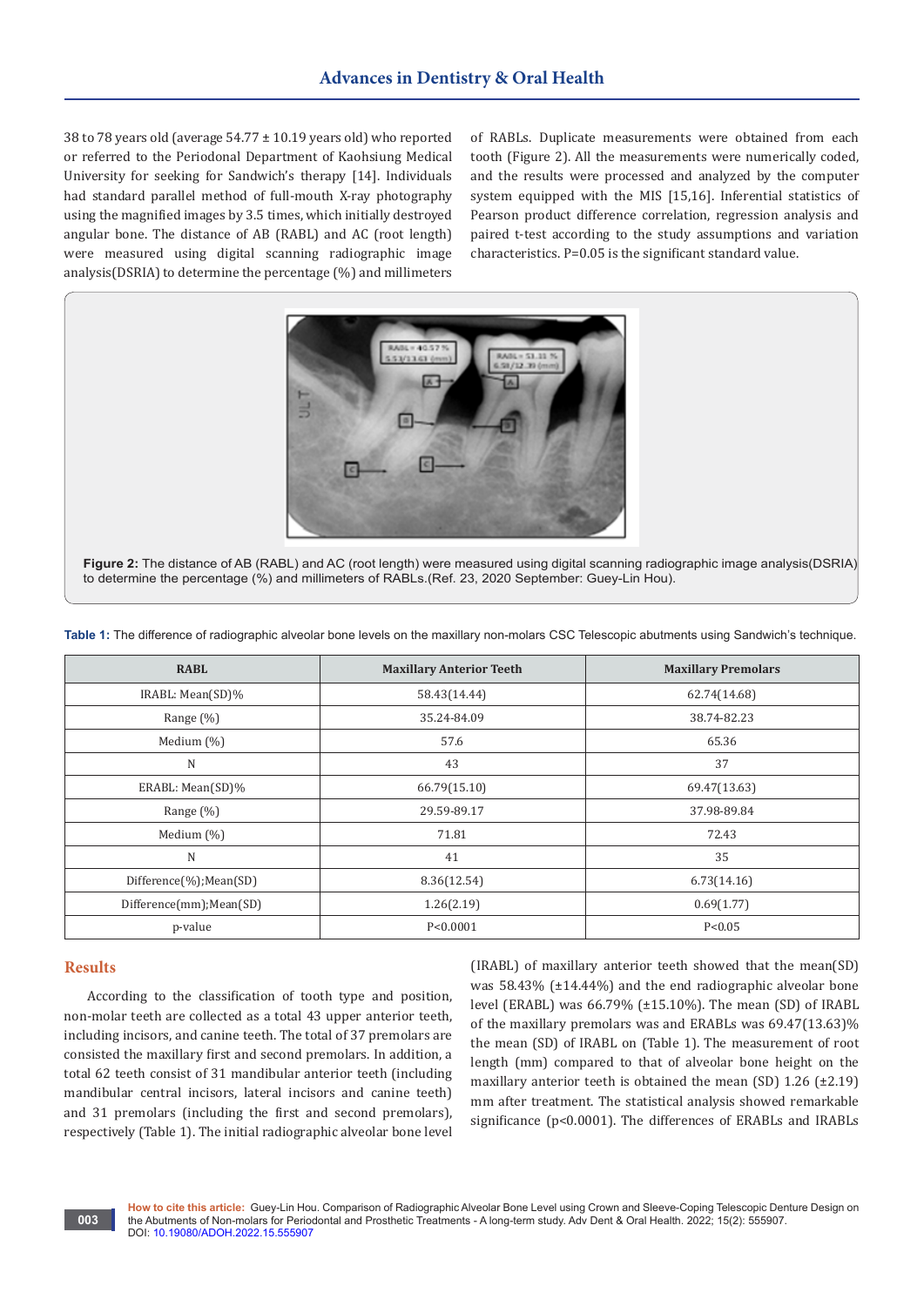38 to 78 years old (average 54.77 ± 10.19 years old) who reported or referred to the Periodonal Department of Kaohsiung Medical University for seeking for Sandwich's therapy [14]. Individuals had standard parallel method of full-mouth X-ray photography using the magnified images by 3.5 times, which initially destroyed angular bone. The distance of AB (RABL) and AC (root length) were measured using digital scanning radiographic image analysis(DSRIA) to determine the percentage (%) and millimeters of RABLs. Duplicate measurements were obtained from each tooth (Figure 2). All the measurements were numerically coded, and the results were processed and analyzed by the computer system equipped with the MIS [15,16]. Inferential statistics of Pearson product difference correlation, regression analysis and paired t-test according to the study assumptions and variation characteristics. P=0.05 is the significant standard value.

**Figure 2:** The distance of AB (RABL) and AC (root length) were measured using digital scanning radiographic image analysis(DSRIA) to determine the percentage (%) and millimeters of RABLs.(Ref. 23, 2020 September: Guey-Lin Hou).

**Table 1:** The difference of radiographic alveolar bone levels on the maxillary non-molars CSC Telescopic abutments using Sandwich's technique.

| RABL | Maxillary Anterior Teeth | Maxillary Premolars |
|---|---|---|
| IRABL: Mean(SD)% | 58.43(14.44) | 62.74(14.68) |
| Range (%) | 35.24-84.09 | 38.74-82.23 |
| Medium (%) | 57.6 | 65.36 |
| N | 43 | 37 |
| ERABL: Mean(SD)% | 66.79(15.10) | 69.47(13.63) |
| Range (%) | 29.59-89.17 | 37.98-89.84 |
| Medium (%) | 71.81 | 72.43 |
| N | 41 | 35 |
| Difference(%);Mean(SD) | 8.36(12.54) | 6.73(14.16) |
| Difference(mm);Mean(SD) | 1.26(2.19) | 0.69(1.77) |
| p-value | P<0.0001 | P<0.05 |

## Results

According to the classification of tooth type and position, non-molar teeth are collected as a total 43 upper anterior teeth, including incisors, and canine teeth. The total of 37 premolars are consisted the maxillary first and second premolars. In addition, a total 62 teeth consist of 31 mandibular anterior teeth (including mandibular central incisors, lateral incisors and canine teeth) and 31 premolars (including the first and second premolars), respectively (Table 1). The initial radiographic alveolar bone level (IRABL) of maxillary anterior teeth showed that the mean(SD) was 58.43% (±14.44%) and the end radiographic alveolar bone level (ERABL) was 66.79% (±15.10%). The mean (SD) of IRABL of the maxillary premolars was and ERABLs was 69.47(13.63)% the mean (SD) of IRABL on (Table 1). The measurement of root length (mm) compared to that of alveolar bone height on the maxillary anterior teeth is obtained the mean (SD) 1.26 (±2.19) mm after treatment. The statistical analysis showed remarkable significance (p<0.0001). The differences of ERABLs and IRABLs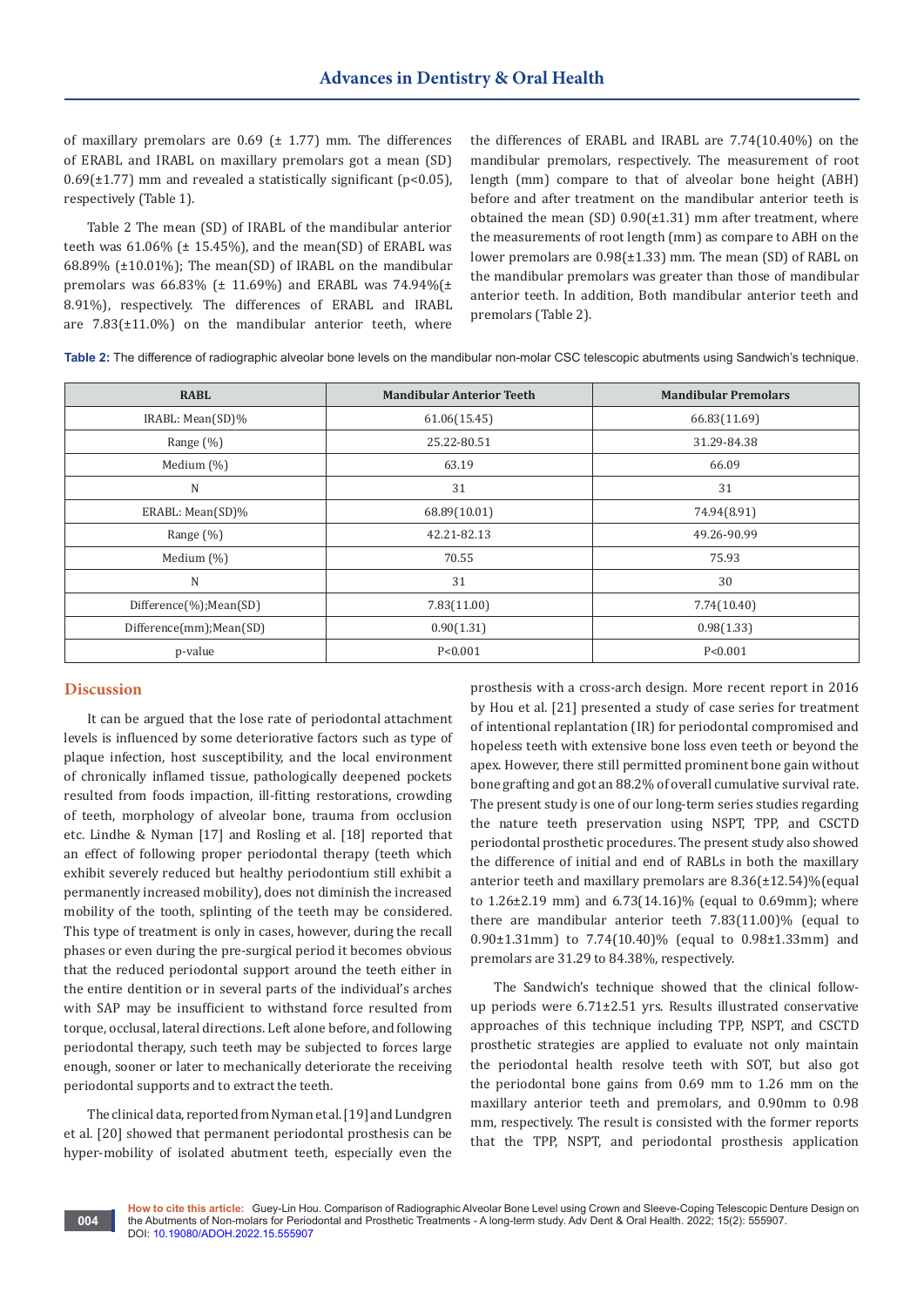of maxillary premolars are 0.69 (± 1.77) mm. The differences of ERABL and IRABL on maxillary premolars got a mean (SD) 0.69(±1.77) mm and revealed a statistically significant (p<0.05), respectively (Table 1).

Table 2 The mean (SD) of IRABL of the mandibular anterior teeth was 61.06% (± 15.45%), and the mean(SD) of ERABL was 68.89% (±10.01%); The mean(SD) of IRABL on the mandibular premolars was 66.83% (± 11.69%) and ERABL was 74.94%(± 8.91%), respectively. The differences of ERABL and IRABL are 7.83(±11.0%) on the mandibular anterior teeth, where the differences of ERABL and IRABL are 7.74(10.40%) on the mandibular premolars, respectively. The measurement of root length (mm) compare to that of alveolar bone height (ABH) before and after treatment on the mandibular anterior teeth is obtained the mean (SD) 0.90(±1.31) mm after treatment, where the measurements of root length (mm) as compare to ABH on the lower premolars are 0.98(±1.33) mm. The mean (SD) of RABL on the mandibular premolars was greater than those of mandibular anterior teeth. In addition, Both mandibular anterior teeth and premolars (Table 2).

**Table 2:** The difference of radiographic alveolar bone levels on the mandibular non-molar CSC telescopic abutments using Sandwich's technique.

| RABL | Mandibular Anterior Teeth | Mandibular Premolars |
|---|---|---|
| IRABL: Mean(SD)% | 61.06(15.45) | 66.83(11.69) |
| Range (%) | 25.22-80.51 | 31.29-84.38 |
| Medium (%) | 63.19 | 66.09 |
| N | 31 | 31 |
| ERABL: Mean(SD)% | 68.89(10.01) | 74.94(8.91) |
| Range (%) | 42.21-82.13 | 49.26-90.99 |
| Medium (%) | 70.55 | 75.93 |
| N | 31 | 30 |
| Difference(%);Mean(SD) | 7.83(11.00) | 7.74(10.40) |
| Difference(mm);Mean(SD) | 0.90(1.31) | 0.98(1.33) |
| p-value | P<0.001 | P<0.001 |

## Discussion

It can be argued that the lose rate of periodontal attachment levels is influenced by some deteriorative factors such as type of plaque infection, host susceptibility, and the local environment of chronically inflamed tissue, pathologically deepened pockets resulted from foods impaction, ill-fitting restorations, crowding of teeth, morphology of alveolar bone, trauma from occlusion etc. Lindhe & Nyman [17] and Rosling et al. [18] reported that an effect of following proper periodontal therapy (teeth which exhibit severely reduced but healthy periodontium still exhibit a permanently increased mobility), does not diminish the increased mobility of the tooth, splinting of the teeth may be considered. This type of treatment is only in cases, however, during the recall phases or even during the pre-surgical period it becomes obvious that the reduced periodontal support around the teeth either in the entire dentition or in several parts of the individual's arches with SAP may be insufficient to withstand force resulted from torque, occlusal, lateral directions. Left alone before, and following periodontal therapy, such teeth may be subjected to forces large enough, sooner or later to mechanically deteriorate the receiving periodontal supports and to extract the teeth.

The clinical data, reported from Nyman et al. [19] and Lundgren et al. [20] showed that permanent periodontal prosthesis can be hyper-mobility of isolated abutment teeth, especially even the prosthesis with a cross-arch design. More recent report in 2016 by Hou et al. [21] presented a study of case series for treatment of intentional replantation (IR) for periodontal compromised and hopeless teeth with extensive bone loss even teeth or beyond the apex. However, there still permitted prominent bone gain without bone grafting and got an 88.2% of overall cumulative survival rate. The present study is one of our long-term series studies regarding the nature teeth preservation using NSPT, TPP, and CSCTD periodontal prosthetic procedures. The present study also showed the difference of initial and end of RABLs in both the maxillary anterior teeth and maxillary premolars are 8.36(±12.54)%(equal to 1.26±2.19 mm) and 6.73(14.16)% (equal to 0.69mm); where there are mandibular anterior teeth 7.83(11.00)% (equal to 0.90±1.31mm) to 7.74(10.40)% (equal to 0.98±1.33mm) and premolars are 31.29 to 84.38%, respectively.

The Sandwich's technique showed that the clinical follow-up periods were 6.71±2.51 yrs. Results illustrated conservative approaches of this technique including TPP, NSPT, and CSCTD prosthetic strategies are applied to evaluate not only maintain the periodontal health resolve teeth with SOT, but also got the periodontal bone gains from 0.69 mm to 1.26 mm on the maxillary anterior teeth and premolars, and 0.90mm to 0.98 mm, respectively. The result is consisted with the former reports that the TPP, NSPT, and periodontal prosthesis application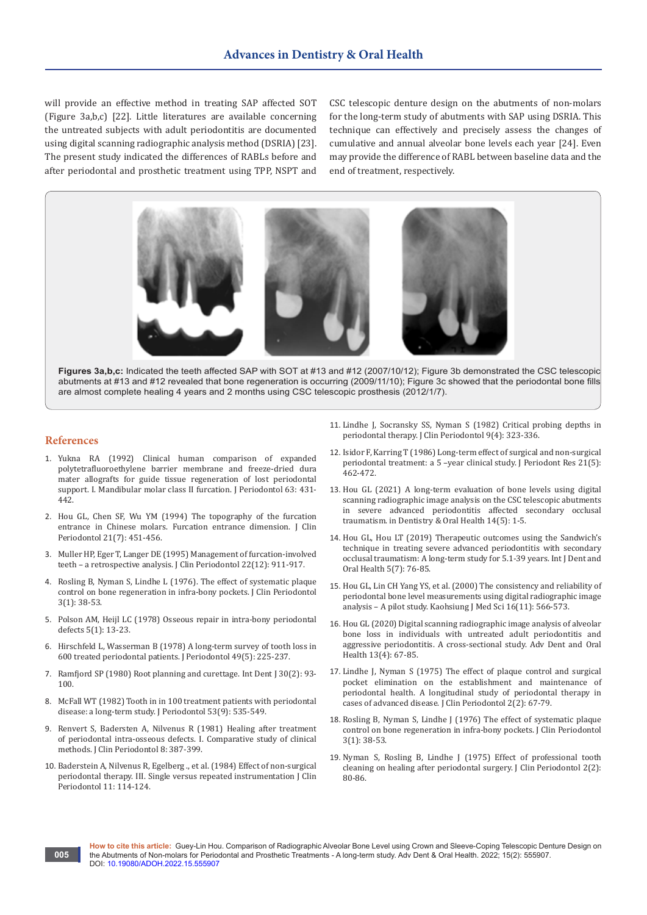will provide an effective method in treating SAP affected SOT (Figure 3a,b,c) [22]. Little literatures are available concerning the untreated subjects with adult periodontitis are documented using digital scanning radiographic analysis method (DSRIA) [23]. The present study indicated the differences of RABLs before and after periodontal and prosthetic treatment using TPP, NSPT and CSC telescopic denture design on the abutments of non-molars for the long-term study of abutments with SAP using DSRIA. This technique can effectively and precisely assess the changes of cumulative and annual alveolar bone levels each year [24]. Even may provide the difference of RABL between baseline data and the end of treatment, respectively.

**Figures 3a,b,c:** Indicated the teeth affected SAP with SOT at #13 and #12 (2007/10/12); Figure 3b demonstrated the CSC telescopic abutments at #13 and #12 revealed that bone regeneration is occurring (2009/11/10); Figure 3c showed that the periodontal bone fills are almost complete healing 4 years and 2 months using CSC telescopic prosthesis (2012/1/7).

## References

1. Yukna RA (1992) Clinical human comparison of expanded polytetrafluoroethylene barrier membrane and freeze-dried dura mater allografts for guide tissue regeneration of lost periodontal support. I. Mandibular molar class II furcation. J Periodontol 63: 431-442.
2. Hou GL, Chen SF, Wu YM (1994) The topography of the furcation entrance in Chinese molars. Furcation entrance dimension. J Clin Periodontol 21(7): 451-456.
3. Muller HP, Eger T, Langer DE (1995) Management of furcation-involved teeth – a retrospective analysis. J Clin Periodontol 22(12): 911-917.
4. Rosling B, Nyman S, Lindhe L (1976). The effect of systematic plaque control on bone regeneration in infra-bony pockets. J Clin Periodontol 3(1): 38-53.
5. Polson AM, Heijl LC (1978) Osseous repair in intra-bony periodontal defects 5(1): 13-23.
6. Hirschfeld L, Wasserman B (1978) A long-term survey of tooth loss in 600 treated periodontal patients. J Periodontol 49(5): 225-237.
7. Ramfjord SP (1980) Root planning and curettage. Int Dent J 30(2): 93-100.
8. McFall WT (1982) Tooth in in 100 treatment patients with periodontal disease: a long-term study. J Periodontol 53(9): 535-549.
9. Renvert S, Badersten A, Nilvenus R (1981) Healing after treatment of periodontal intra-osseous defects. I. Comparative study of clinical methods. J Clin Periodontol 8: 387-399.
10. Baderstein A, Nilvenus R, Egelberg ., et al. (1984) Effect of non-surgical periodontal therapy. III. Single versus repeated instrumentation J Clin Periodontol 11: 114-124.
11. Lindhe J, Socransky SS, Nyman S (1982) Critical probing depths in periodontal therapy. J Clin Periodontol 9(4): 323-336.
12. Isidor F, Karring T (1986) Long-term effect of surgical and non-surgical periodontal treatment: a 5 –year clinical study. J Periodont Res 21(5): 462-472.
13. Hou GL (2021) A long-term evaluation of bone levels using digital scanning radiographic image analysis on the CSC telescopic abutments in severe advanced periodontitis affected secondary occlusal traumatism. in Dentistry & Oral Health 14(5): 1-5.
14. Hou GL, Hou LT (2019) Therapeutic outcomes using the Sandwich's technique in treating severe advanced periodontitis with secondary occlusal traumatism: A long-term study for 5.1-39 years. Int J Dent and Oral Health 5(7): 76-85.
15. Hou GL, Lin CH Yang YS, et al. (2000) The consistency and reliability of periodontal bone level measurements using digital radiographic image analysis – A pilot study. Kaohsiung J Med Sci 16(11): 566-573.
16. Hou GL (2020) Digital scanning radiographic image analysis of alveolar bone loss in individuals with untreated adult periodontitis and aggressive periodontitis. A cross-sectional study. Adv Dent and Oral Health 13(4): 67-85.
17. Lindhe J, Nyman S (1975) The effect of plaque control and surgical pocket elimination on the establishment and maintenance of periodontal health. A longitudinal study of periodontal therapy in cases of advanced disease. J Clin Periodontol 2(2): 67-79.
18. Rosling B, Nyman S, Lindhe J (1976) The effect of systematic plaque control on bone regeneration in infra-bony pockets. J Clin Periodontol 3(1): 38-53.
19. Nyman S, Rosling B, Lindhe J (1975) Effect of professional tooth cleaning on healing after periodontal surgery. J Clin Periodontol 2(2): 80-86.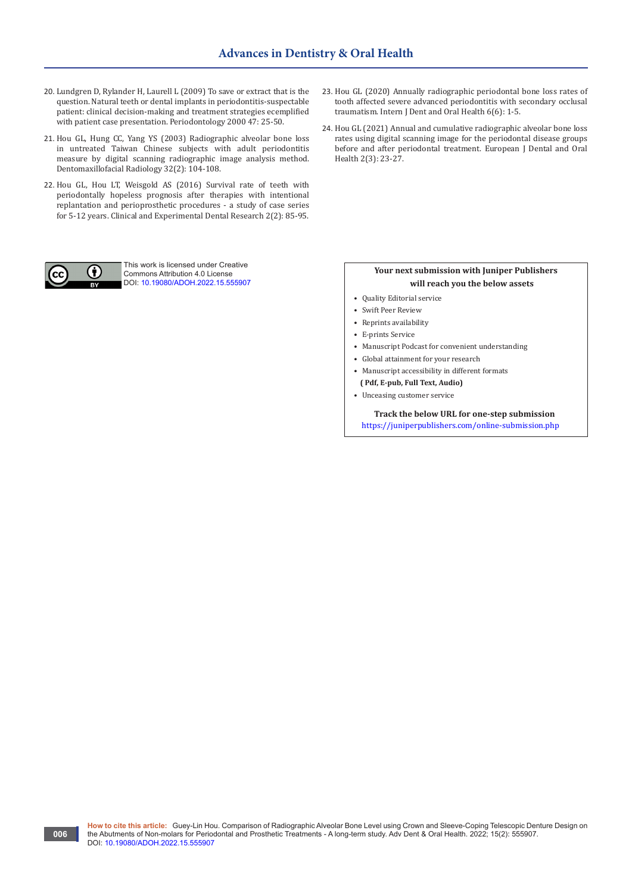20. Lundgren D, Rylander H, Laurell L (2009) To save or extract that is the question. Natural teeth or dental implants in periodontitis-suspectable patient: clinical decision-making and treatment strategies ecemplified with patient case presentation. Periodontology 2000 47: 25-50.

21. Hou GL, Hung CC, Yang YS (2003) Radiographic alveolar bone loss in untreated Taiwan Chinese subjects with adult periodontitis measure by digital scanning radiographic image analysis method. Dentomaxillofacial Radiology 32(2): 104-108.

22. Hou GL, Hou LT, Weisgold AS (2016) Survival rate of teeth with periodontally hopeless prognosis after therapies with intentional replantation and perioprosthetic procedures - a study of case series for 5-12 years. Clinical and Experimental Dental Research 2(2): 85-95.

23. Hou GL (2020) Annually radiographic periodontal bone loss rates of tooth affected severe advanced periodontitis with secondary occlusal traumatism. Intern J Dent and Oral Health 6(6): 1-5.

24. Hou GL (2021) Annual and cumulative radiographic alveolar bone loss rates using digital scanning image for the periodontal disease groups before and after periodontal treatment. European J Dental and Oral Health 2(3): 23-27.

This work is licensed under Creative Commons Attribution 4.0 License
DOI: 10.19080/ADOH.2022.15.555907

**Your next submission with Juniper Publishers will reach you the below assets**

- Quality Editorial service
- Swift Peer Review
- Reprints availability
- E-prints Service
- Manuscript Podcast for convenient understanding
- Global attainment for your research
- Manuscript accessibility in different formats
  **( Pdf, E-pub, Full Text, Audio)**
- Unceasing customer service

**Track the below URL for one-step submission**
https://juniperpublishers.com/online-submission.php

**How to cite this article:** Guey-Lin Hou. Comparison of Radiographic Alveolar Bone Level using Crown and Sleeve-Coping Telescopic Denture Design on the Abutments of Non-molars for Periodontal and Prosthetic Treatments - A long-term study. Adv Dent & Oral Health. 2022; 15(2): 555907. DOI: 10.19080/ADOH.2022.15.555907